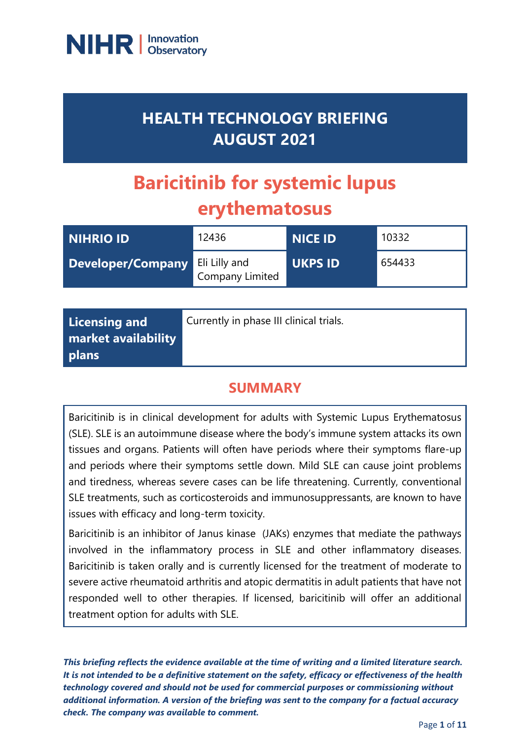NIHR | Innovation Observatory

# HEALTH TECHNOLOGY BRIEFING AUGUST 2021

# Baricitinib for systemic lupus erythematosus

| NIHRIO ID | 12436 | NICE ID | 10332 |
|---|---|---|---|
| Developer/Company | Eli Lilly and Company Limited | UKPS ID | 654433 |

| Licensing and market availability plans | Currently in phase III clinical trials. |
|---|---|

## SUMMARY

Baricitinib is in clinical development for adults with Systemic Lupus Erythematosus (SLE). SLE is an autoimmune disease where the body's immune system attacks its own tissues and organs. Patients will often have periods where their symptoms flare-up and periods where their symptoms settle down. Mild SLE can cause joint problems and tiredness, whereas severe cases can be life threatening. Currently, conventional SLE treatments, such as corticosteroids and immunosuppressants, are known to have issues with efficacy and long-term toxicity.

Baricitinib is an inhibitor of Janus kinase (JAKs) enzymes that mediate the pathways involved in the inflammatory process in SLE and other inflammatory diseases. Baricitinib is taken orally and is currently licensed for the treatment of moderate to severe active rheumatoid arthritis and atopic dermatitis in adult patients that have not responded well to other therapies. If licensed, baricitinib will offer an additional treatment option for adults with SLE.

***This briefing reflects the evidence available at the time of writing and a limited literature search. It is not intended to be a definitive statement on the safety, efficacy or effectiveness of the health technology covered and should not be used for commercial purposes or commissioning without additional information. A version of the briefing was sent to the company for a factual accuracy check. The company was available to comment.***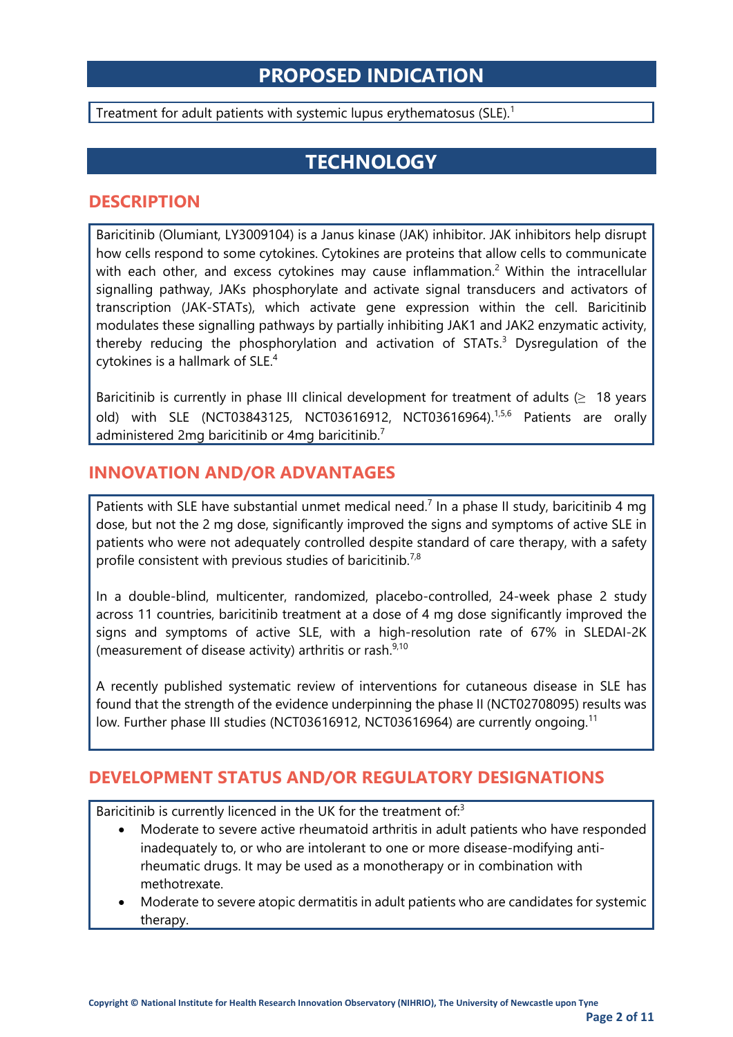# PROPOSED INDICATION

Treatment for adult patients with systemic lupus erythematosus (SLE).[1]

# TECHNOLOGY

## DESCRIPTION

Baricitinib (Olumiant, LY3009104) is a Janus kinase (JAK) inhibitor. JAK inhibitors help disrupt how cells respond to some cytokines. Cytokines are proteins that allow cells to communicate with each other, and excess cytokines may cause inflammation.[2] Within the intracellular signalling pathway, JAKs phosphorylate and activate signal transducers and activators of transcription (JAK-STATs), which activate gene expression within the cell. Baricitinib modulates these signalling pathways by partially inhibiting JAK1 and JAK2 enzymatic activity, thereby reducing the phosphorylation and activation of STATs.[3] Dysregulation of the cytokines is a hallmark of SLE.[4]

Baricitinib is currently in phase III clinical development for treatment of adults (≥ 18 years old) with SLE (NCT03843125, NCT03616912, NCT03616964).[1,5,6] Patients are orally administered 2mg baricitinib or 4mg baricitinib.[7]

## INNOVATION AND/OR ADVANTAGES

Patients with SLE have substantial unmet medical need.[7] In a phase II study, baricitinib 4 mg dose, but not the 2 mg dose, significantly improved the signs and symptoms of active SLE in patients who were not adequately controlled despite standard of care therapy, with a safety profile consistent with previous studies of baricitinib.[7,8]

In a double-blind, multicenter, randomized, placebo-controlled, 24-week phase 2 study across 11 countries, baricitinib treatment at a dose of 4 mg dose significantly improved the signs and symptoms of active SLE, with a high-resolution rate of 67% in SLEDAI-2K (measurement of disease activity) arthritis or rash.[9,10]

A recently published systematic review of interventions for cutaneous disease in SLE has found that the strength of the evidence underpinning the phase II (NCT02708095) results was low. Further phase III studies (NCT03616912, NCT03616964) are currently ongoing.[11]

## DEVELOPMENT STATUS AND/OR REGULATORY DESIGNATIONS

Baricitinib is currently licenced in the UK for the treatment of:[3]

- Moderate to severe active rheumatoid arthritis in adult patients who have responded inadequately to, or who are intolerant to one or more disease-modifying anti-rheumatic drugs. It may be used as a monotherapy or in combination with methotrexate.
- Moderate to severe atopic dermatitis in adult patients who are candidates for systemic therapy.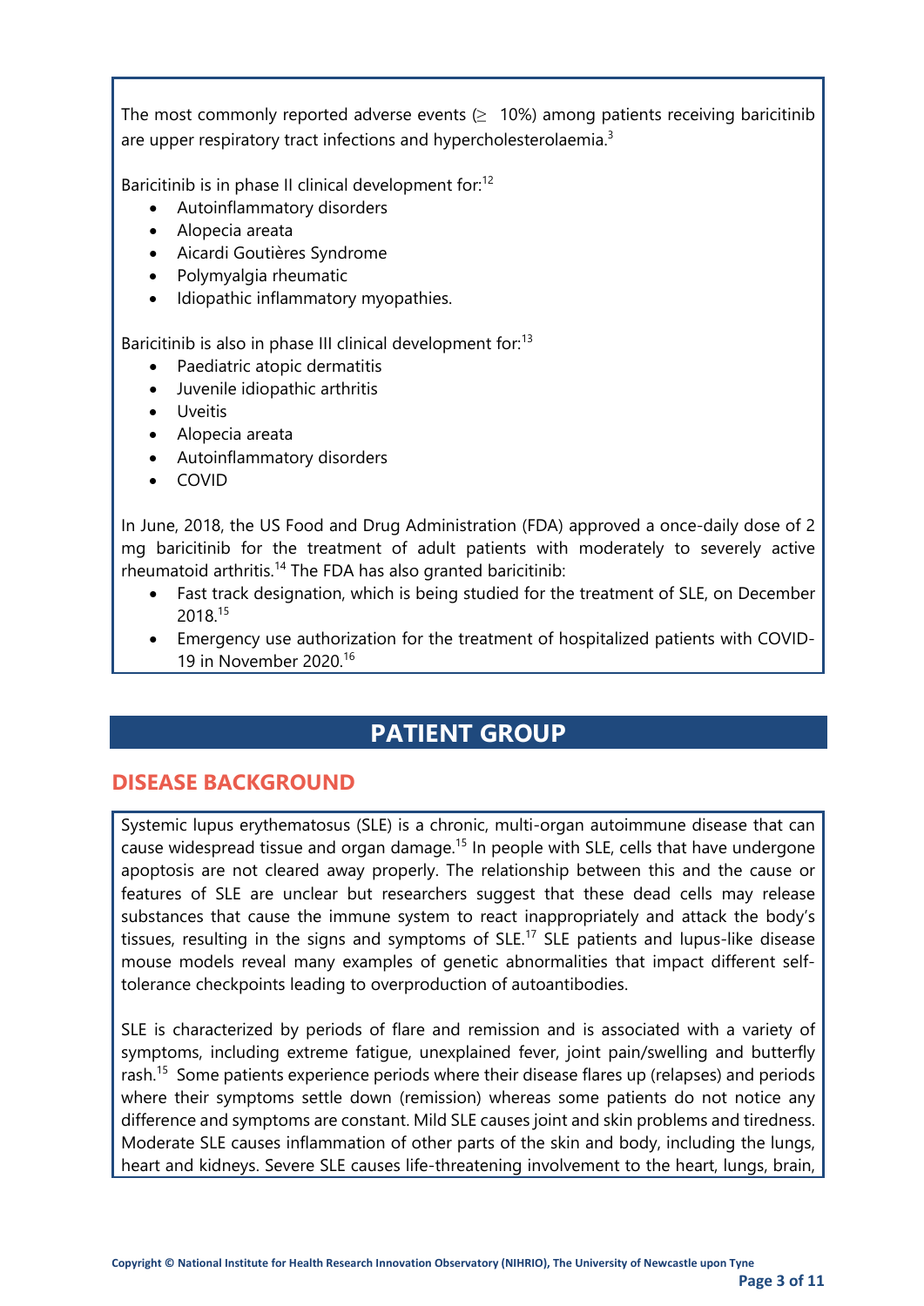The most commonly reported adverse events (≥ 10%) among patients receiving baricitinib are upper respiratory tract infections and hypercholesterolaemia.[3]

Baricitinib is in phase II clinical development for:[12]

- Autoinflammatory disorders
- Alopecia areata
- Aicardi Goutières Syndrome
- Polymyalgia rheumatic
- Idiopathic inflammatory myopathies.

Baricitinib is also in phase III clinical development for:[13]

- Paediatric atopic dermatitis
- Juvenile idiopathic arthritis
- Uveitis
- Alopecia areata
- Autoinflammatory disorders
- COVID

In June, 2018, the US Food and Drug Administration (FDA) approved a once-daily dose of 2 mg baricitinib for the treatment of adult patients with moderately to severely active rheumatoid arthritis.[14] The FDA has also granted baricitinib:

- Fast track designation, which is being studied for the treatment of SLE, on December 2018.[15]
- Emergency use authorization for the treatment of hospitalized patients with COVID-19 in November 2020.[16]

# PATIENT GROUP

## DISEASE BACKGROUND

Systemic lupus erythematosus (SLE) is a chronic, multi-organ autoimmune disease that can cause widespread tissue and organ damage.[15] In people with SLE, cells that have undergone apoptosis are not cleared away properly. The relationship between this and the cause or features of SLE are unclear but researchers suggest that these dead cells may release substances that cause the immune system to react inappropriately and attack the body's tissues, resulting in the signs and symptoms of SLE.[17] SLE patients and lupus-like disease mouse models reveal many examples of genetic abnormalities that impact different self-tolerance checkpoints leading to overproduction of autoantibodies.

SLE is characterized by periods of flare and remission and is associated with a variety of symptoms, including extreme fatigue, unexplained fever, joint pain/swelling and butterfly rash.[15] Some patients experience periods where their disease flares up (relapses) and periods where their symptoms settle down (remission) whereas some patients do not notice any difference and symptoms are constant. Mild SLE causes joint and skin problems and tiredness. Moderate SLE causes inflammation of other parts of the skin and body, including the lungs, heart and kidneys. Severe SLE causes life-threatening involvement to the heart, lungs, brain,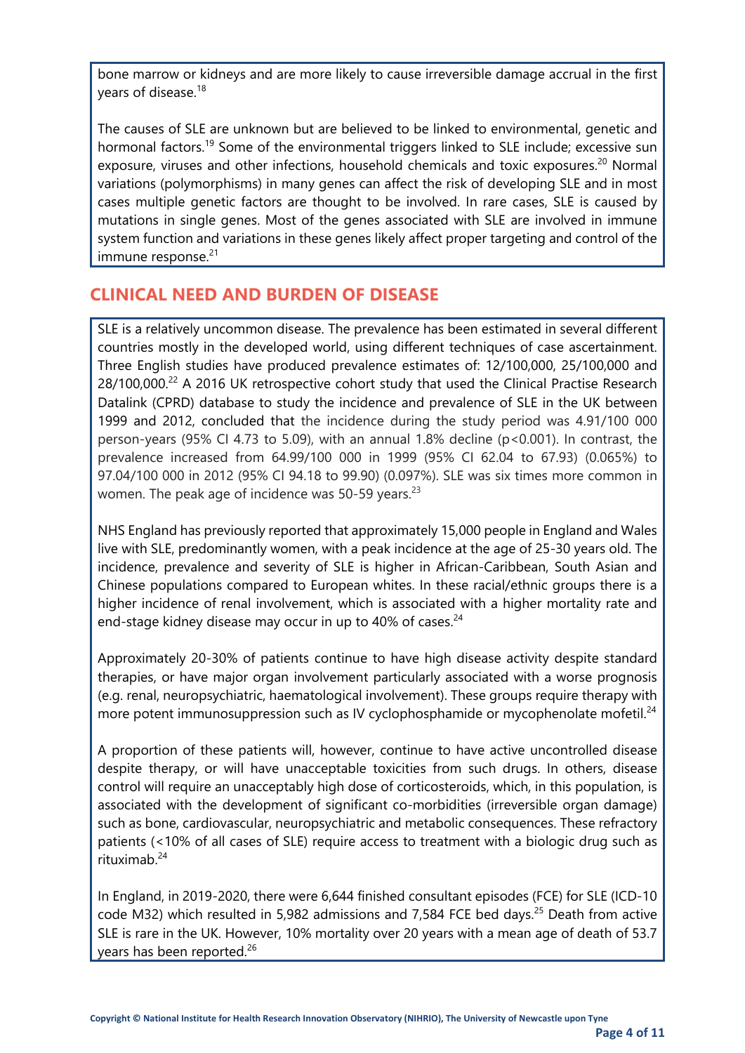bone marrow or kidneys and are more likely to cause irreversible damage accrual in the first years of disease.[18]

The causes of SLE are unknown but are believed to be linked to environmental, genetic and hormonal factors.[19] Some of the environmental triggers linked to SLE include; excessive sun exposure, viruses and other infections, household chemicals and toxic exposures.[20] Normal variations (polymorphisms) in many genes can affect the risk of developing SLE and in most cases multiple genetic factors are thought to be involved. In rare cases, SLE is caused by mutations in single genes. Most of the genes associated with SLE are involved in immune system function and variations in these genes likely affect proper targeting and control of the immune response.[21]

## CLINICAL NEED AND BURDEN OF DISEASE

SLE is a relatively uncommon disease. The prevalence has been estimated in several different countries mostly in the developed world, using different techniques of case ascertainment. Three English studies have produced prevalence estimates of: 12/100,000, 25/100,000 and 28/100,000.[22] A 2016 UK retrospective cohort study that used the Clinical Practise Research Datalink (CPRD) database to study the incidence and prevalence of SLE in the UK between 1999 and 2012, concluded that the incidence during the study period was 4.91/100 000 person-years (95% CI 4.73 to 5.09), with an annual 1.8% decline ($p<0.001$). In contrast, the prevalence increased from 64.99/100 000 in 1999 (95% CI 62.04 to 67.93) (0.065%) to 97.04/100 000 in 2012 (95% CI 94.18 to 99.90) (0.097%). SLE was six times more common in women. The peak age of incidence was 50-59 years.[23]

NHS England has previously reported that approximately 15,000 people in England and Wales live with SLE, predominantly women, with a peak incidence at the age of 25-30 years old. The incidence, prevalence and severity of SLE is higher in African-Caribbean, South Asian and Chinese populations compared to European whites. In these racial/ethnic groups there is a higher incidence of renal involvement, which is associated with a higher mortality rate and end-stage kidney disease may occur in up to 40% of cases.[24]

Approximately 20-30% of patients continue to have high disease activity despite standard therapies, or have major organ involvement particularly associated with a worse prognosis (e.g. renal, neuropsychiatric, haematological involvement). These groups require therapy with more potent immunosuppression such as IV cyclophosphamide or mycophenolate mofetil.[24]

A proportion of these patients will, however, continue to have active uncontrolled disease despite therapy, or will have unacceptable toxicities from such drugs. In others, disease control will require an unacceptably high dose of corticosteroids, which, in this population, is associated with the development of significant co-morbidities (irreversible organ damage) such as bone, cardiovascular, neuropsychiatric and metabolic consequences. These refractory patients (<10% of all cases of SLE) require access to treatment with a biologic drug such as rituximab.[24]

In England, in 2019-2020, there were 6,644 finished consultant episodes (FCE) for SLE (ICD-10 code M32) which resulted in 5,982 admissions and 7,584 FCE bed days.[25] Death from active SLE is rare in the UK. However, 10% mortality over 20 years with a mean age of death of 53.7 years has been reported.[26]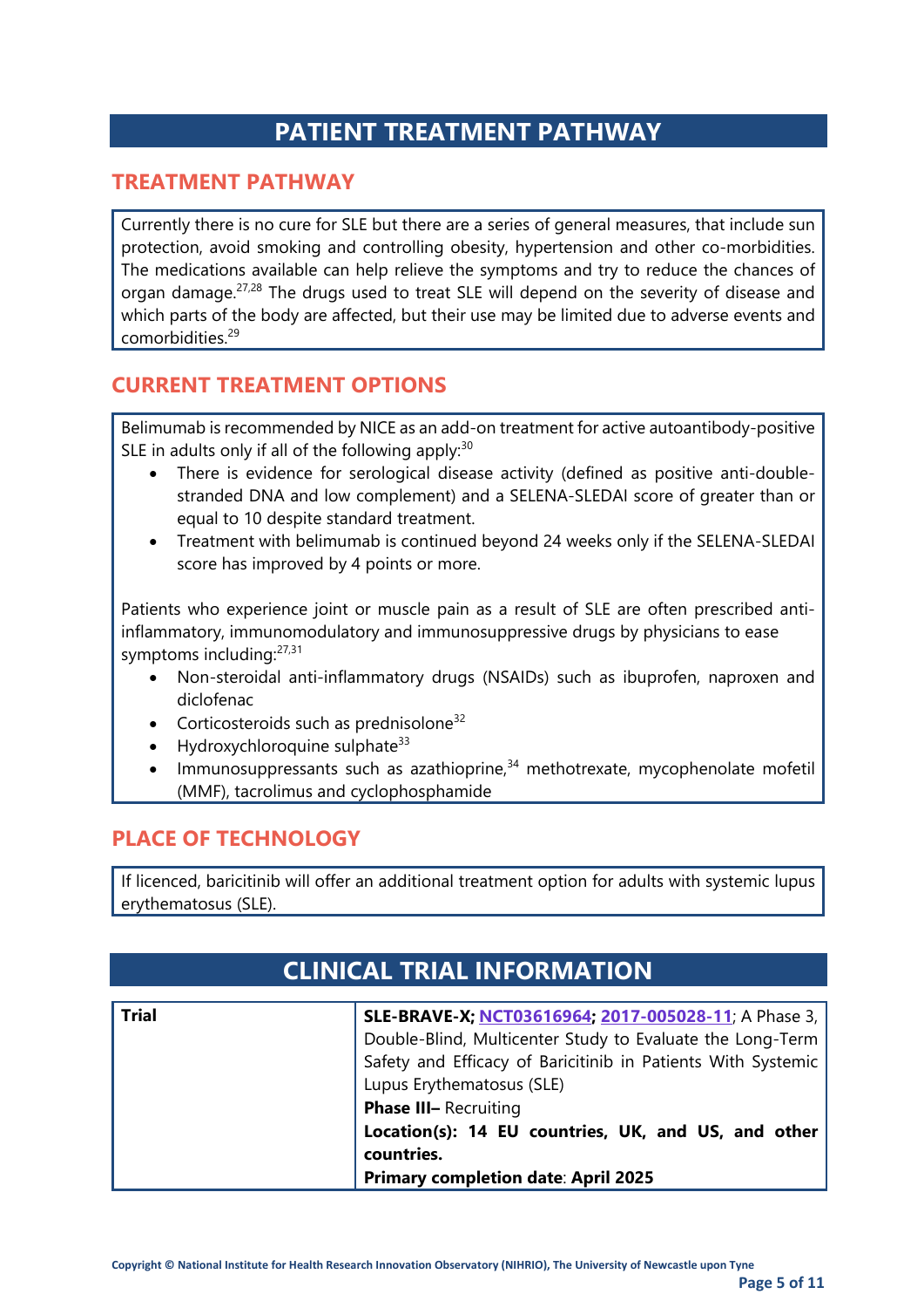# PATIENT TREATMENT PATHWAY

## TREATMENT PATHWAY

Currently there is no cure for SLE but there are a series of general measures, that include sun protection, avoid smoking and controlling obesity, hypertension and other co-morbidities. The medications available can help relieve the symptoms and try to reduce the chances of organ damage.[27,28] The drugs used to treat SLE will depend on the severity of disease and which parts of the body are affected, but their use may be limited due to adverse events and comorbidities.[29]

## CURRENT TREATMENT OPTIONS

Belimumab is recommended by NICE as an add-on treatment for active autoantibody-positive SLE in adults only if all of the following apply:[30]

- There is evidence for serological disease activity (defined as positive anti-double-stranded DNA and low complement) and a SELENA-SLEDAI score of greater than or equal to 10 despite standard treatment.
- Treatment with belimumab is continued beyond 24 weeks only if the SELENA-SLEDAI score has improved by 4 points or more.

Patients who experience joint or muscle pain as a result of SLE are often prescribed anti-inflammatory, immunomodulatory and immunosuppressive drugs by physicians to ease symptoms including:[27,31]

- Non-steroidal anti-inflammatory drugs (NSAIDs) such as ibuprofen, naproxen and diclofenac
- Corticosteroids such as prednisolone[32]
- Hydroxychloroquine sulphate[33]
- Immunosuppressants such as azathioprine,[34] methotrexate, mycophenolate mofetil (MMF), tacrolimus and cyclophosphamide

## PLACE OF TECHNOLOGY

If licenced, baricitinib will offer an additional treatment option for adults with systemic lupus erythematosus (SLE).

# CLINICAL TRIAL INFORMATION

| | |
|---|---|
| **Trial** | **SLE-BRAVE-X; NCT03616964; 2017-005028-11**; A Phase 3, Double-Blind, Multicenter Study to Evaluate the Long-Term Safety and Efficacy of Baricitinib in Patients With Systemic Lupus Erythematosus (SLE)<br>**Phase III–** Recruiting<br>**Location(s): 14 EU countries, UK, and US, and other countries.**<br>**Primary completion date**: **April 2025** |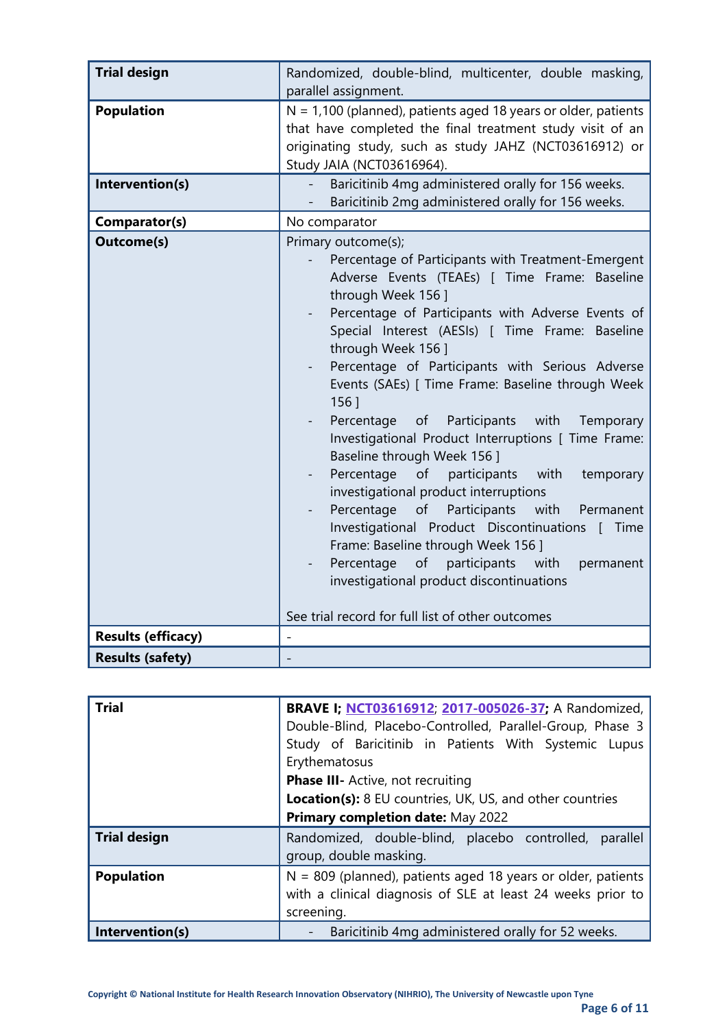| | |
|---|---|
| **Trial design** | Randomized, double-blind, multicenter, double masking, parallel assignment. |
| **Population** | N = 1,100 (planned), patients aged 18 years or older, patients that have completed the final treatment study visit of an originating study, such as study JAHZ (NCT03616912) or Study JAIA (NCT03616964). |
| **Intervention(s)** | - Baricitinib 4mg administered orally for 156 weeks.<br>- Baricitinib 2mg administered orally for 156 weeks. |
| **Comparator(s)** | No comparator |
| **Outcome(s)** | Primary outcome(s);<br>- Percentage of Participants with Treatment-Emergent Adverse Events (TEAEs) [ Time Frame: Baseline through Week 156 ]<br>- Percentage of Participants with Adverse Events of Special Interest (AESIs) [ Time Frame: Baseline through Week 156 ]<br>- Percentage of Participants with Serious Adverse Events (SAEs) [ Time Frame: Baseline through Week 156 ]<br>- Percentage of Participants with Temporary Investigational Product Interruptions [ Time Frame: Baseline through Week 156 ]<br>- Percentage of participants with temporary investigational product interruptions<br>- Percentage of Participants with Permanent Investigational Product Discontinuations [ Time Frame: Baseline through Week 156 ]<br>- Percentage of participants with permanent investigational product discontinuations<br><br>See trial record for full list of other outcomes |
| **Results (efficacy)** | - |
| **Results (safety)** | - |

| | |
|---|---|
| **Trial** | **BRAVE I;** NCT03616912; 2017-005026-37**;** A Randomized, Double-Blind, Placebo-Controlled, Parallel-Group, Phase 3 Study of Baricitinib in Patients With Systemic Lupus Erythematosus<br>**Phase III-** Active, not recruiting<br>**Location(s):** 8 EU countries, UK, US, and other countries<br>**Primary completion date:** May 2022 |
| **Trial design** | Randomized, double-blind, placebo controlled, parallel group, double masking. |
| **Population** | N = 809 (planned), patients aged 18 years or older, patients with a clinical diagnosis of SLE at least 24 weeks prior to screening. |
| **Intervention(s)** | - Baricitinib 4mg administered orally for 52 weeks. |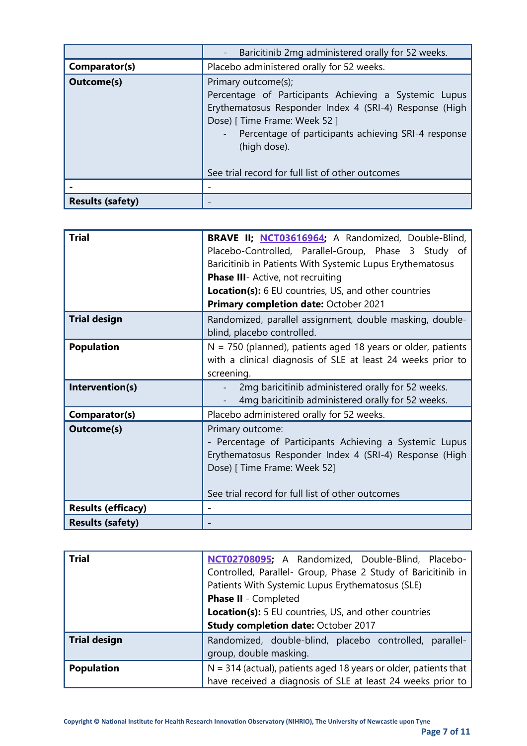| | |
|---|---|
| | - Baricitinib 2mg administered orally for 52 weeks. |
| **Comparator(s)** | Placebo administered orally for 52 weeks. |
| **Outcome(s)** | Primary outcome(s);<br>Percentage of Participants Achieving a Systemic Lupus Erythematosus Responder Index 4 (SRI-4) Response (High Dose) [ Time Frame: Week 52 ]<br>- Percentage of participants achieving SRI-4 response (high dose).<br><br>See trial record for full list of other outcomes |
| **-** | - |
| **Results (safety)** | - |

| | |
|---|---|
| **Trial** | **BRAVE II; NCT03616964;** A Randomized, Double-Blind, Placebo-Controlled, Parallel-Group, Phase 3 Study of Baricitinib in Patients With Systemic Lupus Erythematosus<br>**Phase III**- Active, not recruiting<br>**Location(s):** 6 EU countries, US, and other countries<br>**Primary completion date:** October 2021 |
| **Trial design** | Randomized, parallel assignment, double masking, double-blind, placebo controlled. |
| **Population** | N = 750 (planned), patients aged 18 years or older, patients with a clinical diagnosis of SLE at least 24 weeks prior to screening. |
| **Intervention(s)** | - 2mg baricitinib administered orally for 52 weeks.<br>- 4mg baricitinib administered orally for 52 weeks. |
| **Comparator(s)** | Placebo administered orally for 52 weeks. |
| **Outcome(s)** | Primary outcome:<br>- Percentage of Participants Achieving a Systemic Lupus Erythematosus Responder Index 4 (SRI-4) Response (High Dose) [ Time Frame: Week 52]<br><br>See trial record for full list of other outcomes |
| **Results (efficacy)** | - |
| **Results (safety)** | - |

| | |
|---|---|
| **Trial** | **NCT02708095;** A Randomized, Double-Blind, Placebo-Controlled, Parallel- Group, Phase 2 Study of Baricitinib in Patients With Systemic Lupus Erythematosus (SLE)<br>**Phase II** - Completed<br>**Location(s):** 5 EU countries, US, and other countries<br>**Study completion date:** October 2017 |
| **Trial design** | Randomized, double-blind, placebo controlled, parallel-group, double masking. |
| **Population** | N = 314 (actual), patients aged 18 years or older, patients that have received a diagnosis of SLE at least 24 weeks prior to |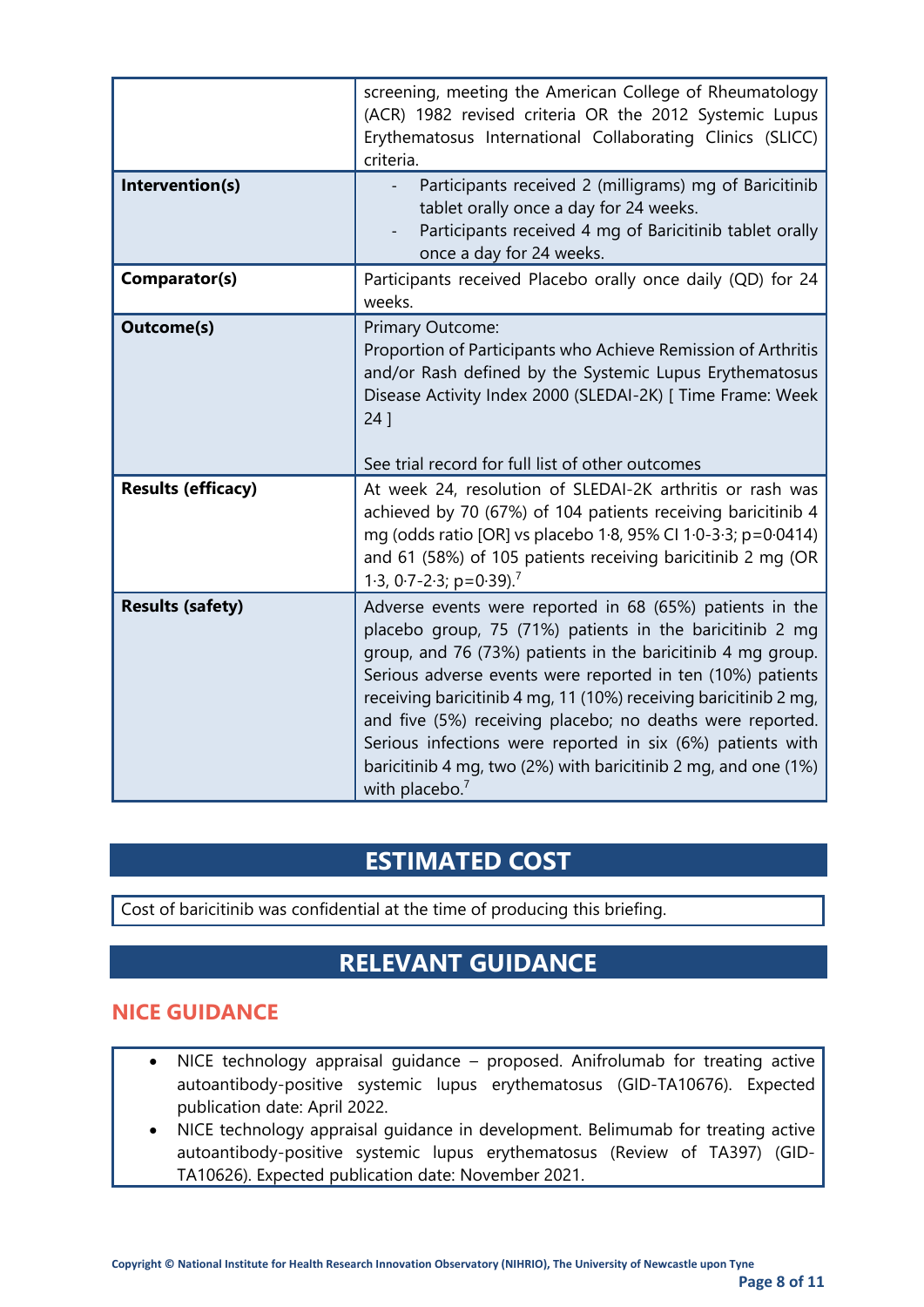| | |
|---|---|
| | screening, meeting the American College of Rheumatology (ACR) 1982 revised criteria OR the 2012 Systemic Lupus Erythematosus International Collaborating Clinics (SLICC) criteria. |
| **Intervention(s)** | - Participants received 2 (milligrams) mg of Baricitinib tablet orally once a day for 24 weeks.<br>- Participants received 4 mg of Baricitinib tablet orally once a day for 24 weeks. |
| **Comparator(s)** | Participants received Placebo orally once daily (QD) for 24 weeks. |
| **Outcome(s)** | Primary Outcome:<br>Proportion of Participants who Achieve Remission of Arthritis and/or Rash defined by the Systemic Lupus Erythematosus Disease Activity Index 2000 (SLEDAI-2K) [ Time Frame: Week 24 ]<br><br>See trial record for full list of other outcomes |
| **Results (efficacy)** | At week 24, resolution of SLEDAI-2K arthritis or rash was achieved by 70 (67%) of 104 patients receiving baricitinib 4 mg (odds ratio [OR] vs placebo 1·8, 95% CI 1·0-3·3; p=0·0414) and 61 (58%) of 105 patients receiving baricitinib 2 mg (OR 1·3, 0·7-2·3; p=0·39).[7] |
| **Results (safety)** | Adverse events were reported in 68 (65%) patients in the placebo group, 75 (71%) patients in the baricitinib 2 mg group, and 76 (73%) patients in the baricitinib 4 mg group. Serious adverse events were reported in ten (10%) patients receiving baricitinib 4 mg, 11 (10%) receiving baricitinib 2 mg, and five (5%) receiving placebo; no deaths were reported. Serious infections were reported in six (6%) patients with baricitinib 4 mg, two (2%) with baricitinib 2 mg, and one (1%) with placebo.[7] |

## ESTIMATED COST

Cost of baricitinib was confidential at the time of producing this briefing.

## RELEVANT GUIDANCE

### NICE GUIDANCE

- NICE technology appraisal guidance – proposed. Anifrolumab for treating active autoantibody-positive systemic lupus erythematosus (GID-TA10676). Expected publication date: April 2022.
- NICE technology appraisal guidance in development. Belimumab for treating active autoantibody-positive systemic lupus erythematosus (Review of TA397) (GID-TA10626). Expected publication date: November 2021.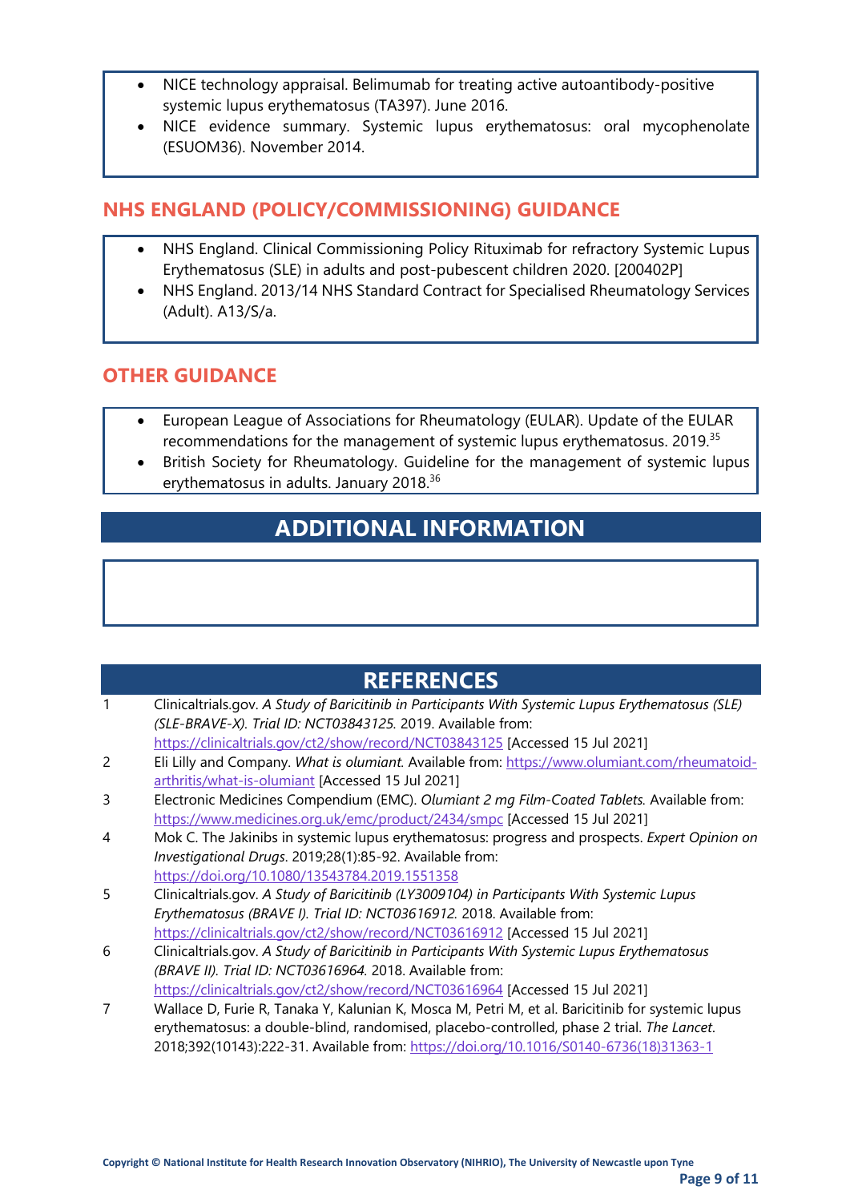- NICE technology appraisal. Belimumab for treating active autoantibody-positive systemic lupus erythematosus (TA397). June 2016.
- NICE evidence summary. Systemic lupus erythematosus: oral mycophenolate (ESUOM36). November 2014.

## NHS ENGLAND (POLICY/COMMISSIONING) GUIDANCE

- NHS England. Clinical Commissioning Policy Rituximab for refractory Systemic Lupus Erythematosus (SLE) in adults and post-pubescent children 2020. [200402P]
- NHS England. 2013/14 NHS Standard Contract for Specialised Rheumatology Services (Adult). A13/S/a.

## OTHER GUIDANCE

- European League of Associations for Rheumatology (EULAR). Update of the EULAR recommendations for the management of systemic lupus erythematosus. 2019.[35]
- British Society for Rheumatology. Guideline for the management of systemic lupus erythematosus in adults. January 2018.[36]

# ADDITIONAL INFORMATION

# REFERENCES

1. Clinicaltrials.gov. *A Study of Baricitinib in Participants With Systemic Lupus Erythematosus (SLE) (SLE-BRAVE-X). Trial ID: NCT03843125.* 2019. Available from: https://clinicaltrials.gov/ct2/show/record/NCT03843125 [Accessed 15 Jul 2021]
2. Eli Lilly and Company. *What is olumiant.* Available from: https://www.olumiant.com/rheumatoid-arthritis/what-is-olumiant [Accessed 15 Jul 2021]
3. Electronic Medicines Compendium (EMC). *Olumiant 2 mg Film-Coated Tablets.* Available from: https://www.medicines.org.uk/emc/product/2434/smpc [Accessed 15 Jul 2021]
4. Mok C. The Jakinibs in systemic lupus erythematosus: progress and prospects. *Expert Opinion on Investigational Drugs*. 2019;28(1):85-92. Available from: https://doi.org/10.1080/13543784.2019.1551358
5. Clinicaltrials.gov. *A Study of Baricitinib (LY3009104) in Participants With Systemic Lupus Erythematosus (BRAVE I). Trial ID: NCT03616912.* 2018. Available from: https://clinicaltrials.gov/ct2/show/record/NCT03616912 [Accessed 15 Jul 2021]
6. Clinicaltrials.gov. *A Study of Baricitinib in Participants With Systemic Lupus Erythematosus (BRAVE II). Trial ID: NCT03616964.* 2018. Available from: https://clinicaltrials.gov/ct2/show/record/NCT03616964 [Accessed 15 Jul 2021]
7. Wallace D, Furie R, Tanaka Y, Kalunian K, Mosca M, Petri M, et al. Baricitinib for systemic lupus erythematosus: a double-blind, randomised, placebo-controlled, phase 2 trial. *The Lancet*. 2018;392(10143):222-31. Available from: https://doi.org/10.1016/S0140-6736(18)31363-1

Copyright © National Institute for Health Research Innovation Observatory (NIHRIO), The University of Newcastle upon Tyne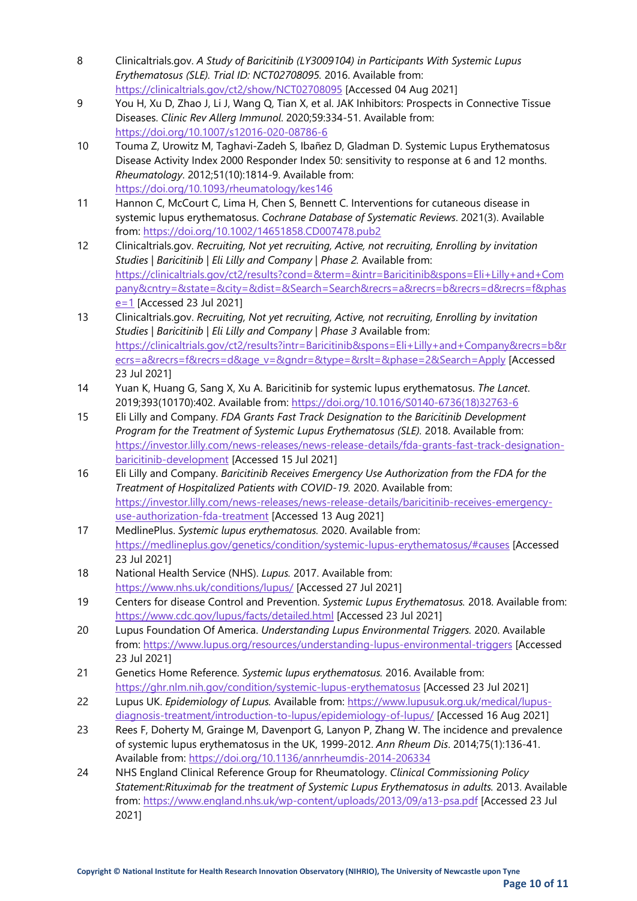8. Clinicaltrials.gov. *A Study of Baricitinib (LY3009104) in Participants With Systemic Lupus Erythematosus (SLE). Trial ID: NCT02708095.* 2016. Available from: https://clinicaltrials.gov/ct2/show/NCT02708095 [Accessed 04 Aug 2021]
9. You H, Xu D, Zhao J, Li J, Wang Q, Tian X, et al. JAK Inhibitors: Prospects in Connective Tissue Diseases. *Clinic Rev Allerg Immunol*. 2020;59:334-51. Available from: https://doi.org/10.1007/s12016-020-08786-6
10. Touma Z, Urowitz M, Taghavi-Zadeh S, Ibañez D, Gladman D. Systemic Lupus Erythematosus Disease Activity Index 2000 Responder Index 50: sensitivity to response at 6 and 12 months. *Rheumatology*. 2012;51(10):1814-9. Available from: https://doi.org/10.1093/rheumatology/kes146
11. Hannon C, McCourt C, Lima H, Chen S, Bennett C. Interventions for cutaneous disease in systemic lupus erythematosus. *Cochrane Database of Systematic Reviews*. 2021(3). Available from: https://doi.org/10.1002/14651858.CD007478.pub2
12. Clinicaltrials.gov. *Recruiting, Not yet recruiting, Active, not recruiting, Enrolling by invitation Studies | Baricitinib | Eli Lilly and Company | Phase 2.* Available from: https://clinicaltrials.gov/ct2/results?cond=&term=&intr=Baricitinib&spons=Eli+Lilly+and+Company&cntry=&state=&city=&dist=&Search=Search&recrs=a&recrs=b&recrs=d&recrs=f&phase=1 [Accessed 23 Jul 2021]
13. Clinicaltrials.gov. *Recruiting, Not yet recruiting, Active, not recruiting, Enrolling by invitation Studies | Baricitinib | Eli Lilly and Company | Phase 3* Available from: https://clinicaltrials.gov/ct2/results?intr=Baricitinib&spons=Eli+Lilly+and+Company&recrs=b&recrs=a&recrs=f&recrs=d&age_v=&gndr=&type=&rslt=&phase=2&Search=Apply [Accessed 23 Jul 2021]
14. Yuan K, Huang G, Sang X, Xu A. Baricitinib for systemic lupus erythematosus. *The Lancet*. 2019;393(10170):402. Available from: https://doi.org/10.1016/S0140-6736(18)32763-6
15. Eli Lilly and Company. *FDA Grants Fast Track Designation to the Baricitinib Development Program for the Treatment of Systemic Lupus Erythematosus (SLE).* 2018. Available from: https://investor.lilly.com/news-releases/news-release-details/fda-grants-fast-track-designation-baricitinib-development [Accessed 15 Jul 2021]
16. Eli Lilly and Company. *Baricitinib Receives Emergency Use Authorization from the FDA for the Treatment of Hospitalized Patients with COVID-19.* 2020. Available from: https://investor.lilly.com/news-releases/news-release-details/baricitinib-receives-emergency-use-authorization-fda-treatment [Accessed 13 Aug 2021]
17. MedlinePlus. *Systemic lupus erythematosus.* 2020. Available from: https://medlineplus.gov/genetics/condition/systemic-lupus-erythematosus/#causes [Accessed 23 Jul 2021]
18. National Health Service (NHS). *Lupus.* 2017. Available from: https://www.nhs.uk/conditions/lupus/ [Accessed 27 Jul 2021]
19. Centers for disease Control and Prevention. *Systemic Lupus Erythematosus.* 2018. Available from: https://www.cdc.gov/lupus/facts/detailed.html [Accessed 23 Jul 2021]
20. Lupus Foundation Of America. *Understanding Lupus Environmental Triggers.* 2020. Available from: https://www.lupus.org/resources/understanding-lupus-environmental-triggers [Accessed 23 Jul 2021]
21. Genetics Home Reference. *Systemic lupus erythematosus.* 2016. Available from: https://ghr.nlm.nih.gov/condition/systemic-lupus-erythematosus [Accessed 23 Jul 2021]
22. Lupus UK. *Epidemiology of Lupus.* Available from: https://www.lupusuk.org.uk/medical/lupus-diagnosis-treatment/introduction-to-lupus/epidemiology-of-lupus/ [Accessed 16 Aug 2021]
23. Rees F, Doherty M, Grainge M, Davenport G, Lanyon P, Zhang W. The incidence and prevalence of systemic lupus erythematosus in the UK, 1999-2012. *Ann Rheum Dis*. 2014;75(1):136-41. Available from: https://doi.org/10.1136/annrheumdis-2014-206334
24. NHS England Clinical Reference Group for Rheumatology. *Clinical Commissioning Policy Statement:Rituximab for the treatment of Systemic Lupus Erythematosus in adults.* 2013. Available from: https://www.england.nhs.uk/wp-content/uploads/2013/09/a13-psa.pdf [Accessed 23 Jul 2021]

Copyright © National Institute for Health Research Innovation Observatory (NIHRIO), The University of Newcastle upon Tyne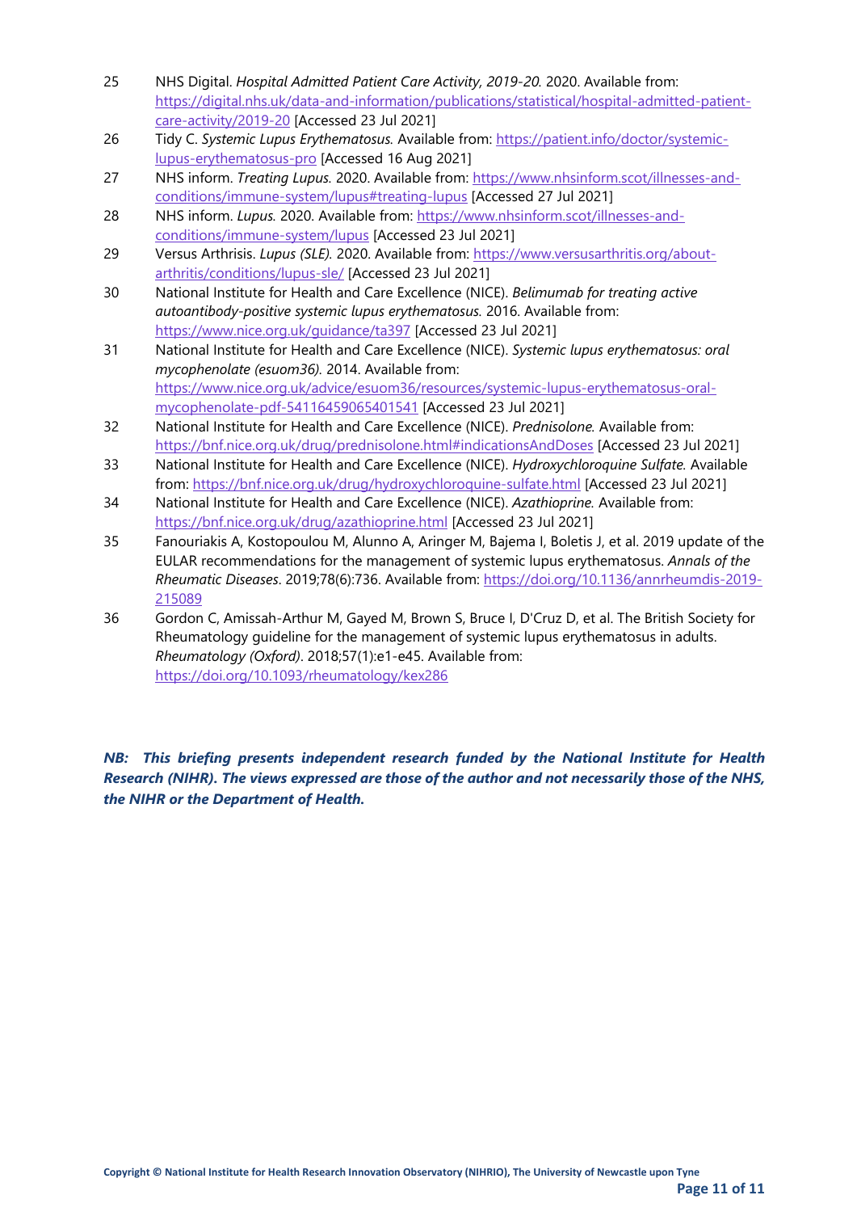25 NHS Digital. *Hospital Admitted Patient Care Activity, 2019-20.* 2020. Available from: https://digital.nhs.uk/data-and-information/publications/statistical/hospital-admitted-patient-care-activity/2019-20 [Accessed 23 Jul 2021]

26 Tidy C. *Systemic Lupus Erythematosus.* Available from: https://patient.info/doctor/systemic-lupus-erythematosus-pro [Accessed 16 Aug 2021]

27 NHS inform. *Treating Lupus.* 2020. Available from: https://www.nhsinform.scot/illnesses-and-conditions/immune-system/lupus#treating-lupus [Accessed 27 Jul 2021]

28 NHS inform. *Lupus.* 2020. Available from: https://www.nhsinform.scot/illnesses-and-conditions/immune-system/lupus [Accessed 23 Jul 2021]

29 Versus Arthrisis. *Lupus (SLE).* 2020. Available from: https://www.versusarthritis.org/about-arthritis/conditions/lupus-sle/ [Accessed 23 Jul 2021]

30 National Institute for Health and Care Excellence (NICE). *Belimumab for treating active autoantibody-positive systemic lupus erythematosus.* 2016. Available from: https://www.nice.org.uk/guidance/ta397 [Accessed 23 Jul 2021]

31 National Institute for Health and Care Excellence (NICE). *Systemic lupus erythematosus: oral mycophenolate (esuom36).* 2014. Available from: https://www.nice.org.uk/advice/esuom36/resources/systemic-lupus-erythematosus-oral-mycophenolate-pdf-54116459065401541 [Accessed 23 Jul 2021]

32 National Institute for Health and Care Excellence (NICE). *Prednisolone.* Available from: https://bnf.nice.org.uk/drug/prednisolone.html#indicationsAndDoses [Accessed 23 Jul 2021]

33 National Institute for Health and Care Excellence (NICE). *Hydroxychloroquine Sulfate.* Available from: https://bnf.nice.org.uk/drug/hydroxychloroquine-sulfate.html [Accessed 23 Jul 2021]

34 National Institute for Health and Care Excellence (NICE). *Azathioprine.* Available from: https://bnf.nice.org.uk/drug/azathioprine.html [Accessed 23 Jul 2021]

35 Fanouriakis A, Kostopoulou M, Alunno A, Aringer M, Bajema I, Boletis J, et al. 2019 update of the EULAR recommendations for the management of systemic lupus erythematosus. *Annals of the Rheumatic Diseases*. 2019;78(6):736. Available from: https://doi.org/10.1136/annrheumdis-2019-215089

36 Gordon C, Amissah-Arthur M, Gayed M, Brown S, Bruce I, D'Cruz D, et al. The British Society for Rheumatology guideline for the management of systemic lupus erythematosus in adults. *Rheumatology (Oxford)*. 2018;57(1):e1-e45. Available from: https://doi.org/10.1093/rheumatology/kex286

***NB: This briefing presents independent research funded by the National Institute for Health Research (NIHR). The views expressed are those of the author and not necessarily those of the NHS, the NIHR or the Department of Health.***

**Copyright © National Institute for Health Research Innovation Observatory (NIHRIO), The University of Newcastle upon Tyne**